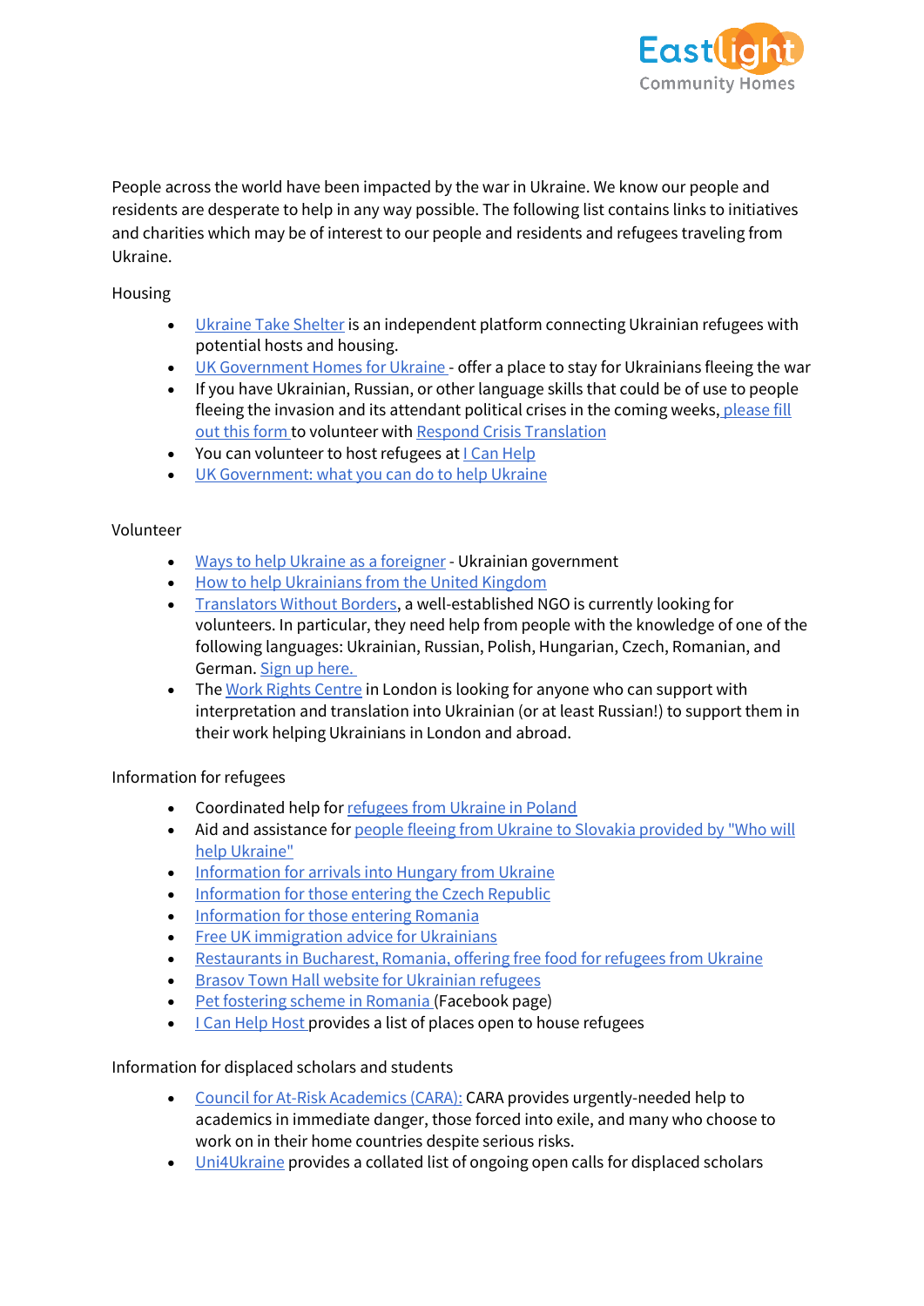People across the world have been impacted by the war in Ukraine. We know our people and residents are desperate to help in any way possible. The following list contains links to initiatives and charities which may be of interest to our people and residents and refugees traveling from Ukraine.

Housing

- Ukraine Take Shelter is an independent platform connecting Ukrainian refugees with potential hosts and housing.
- UK Government Homes for Ukraine - offer a place to stay for Ukrainians fleeing the war
- If you have Ukrainian, Russian, or other language skills that could be of use to people fleeing the invasion and its attendant political crises in the coming weeks, please fill out this form to volunteer with Respond Crisis Translation
- You can volunteer to host refugees at I Can Help
- UK Government: what you can do to help Ukraine

Volunteer

- Ways to help Ukraine as a foreigner - Ukrainian government
- How to help Ukrainians from the United Kingdom
- Translators Without Borders, a well-established NGO is currently looking for volunteers. In particular, they need help from people with the knowledge of one of the following languages: Ukrainian, Russian, Polish, Hungarian, Czech, Romanian, and German. Sign up here.
- The Work Rights Centre in London is looking for anyone who can support with interpretation and translation into Ukrainian (or at least Russian!) to support them in their work helping Ukrainians in London and abroad.

Information for refugees

- Coordinated help for refugees from Ukraine in Poland
- Aid and assistance for people fleeing from Ukraine to Slovakia provided by "Who will help Ukraine"
- Information for arrivals into Hungary from Ukraine
- Information for those entering the Czech Republic
- Information for those entering Romania
- Free UK immigration advice for Ukrainians
- Restaurants in Bucharest, Romania, offering free food for refugees from Ukraine
- Brasov Town Hall website for Ukrainian refugees
- Pet fostering scheme in Romania (Facebook page)
- I Can Help Host provides a list of places open to house refugees

Information for displaced scholars and students

- Council for At-Risk Academics (CARA): CARA provides urgently-needed help to academics in immediate danger, those forced into exile, and many who choose to work on in their home countries despite serious risks.
- Uni4Ukraine provides a collated list of ongoing open calls for displaced scholars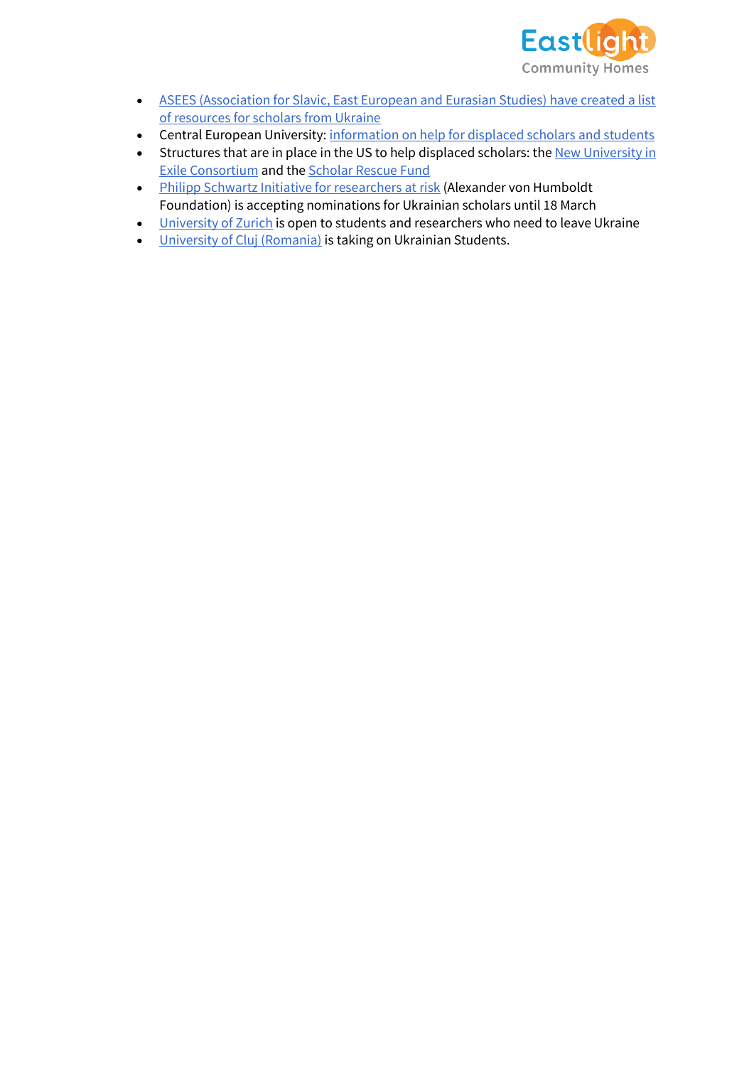- ASEES (Association for Slavic, East European and Eurasian Studies) have created a list of resources for scholars from Ukraine
- Central European University: information on help for displaced scholars and students
- Structures that are in place in the US to help displaced scholars: the New University in Exile Consortium and the Scholar Rescue Fund
- Philipp Schwartz Initiative for researchers at risk (Alexander von Humboldt Foundation) is accepting nominations for Ukrainian scholars until 18 March
- University of Zurich is open to students and researchers who need to leave Ukraine
- University of Cluj (Romania) is taking on Ukrainian Students.